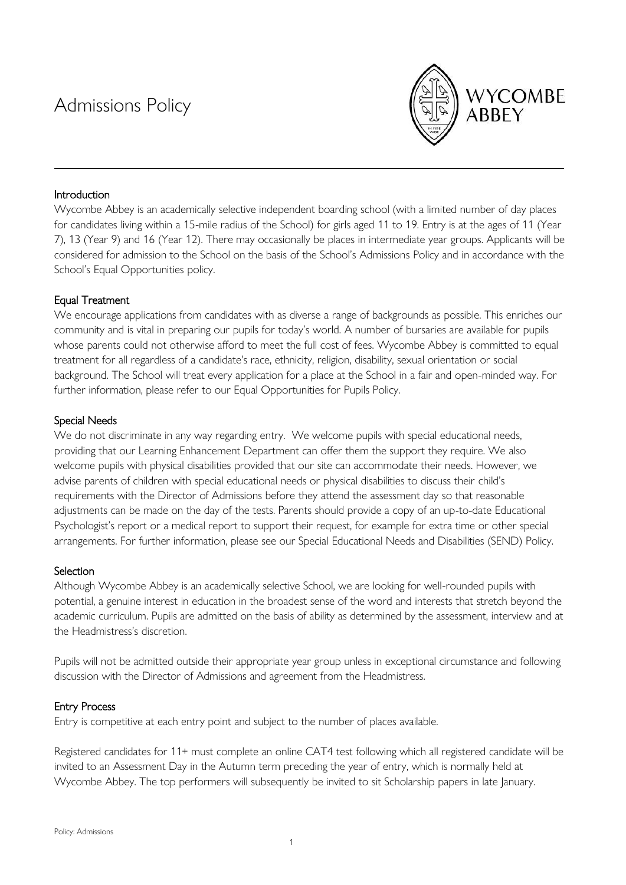# Admissions Policy

WYCOMBE ABBEY

## Introduction

Wycombe Abbey is an academically selective independent boarding school (with a limited number of day places for candidates living within a 15-mile radius of the School) for girls aged 11 to 19. Entry is at the ages of 11 (Year 7), 13 (Year 9) and 16 (Year 12). There may occasionally be places in intermediate year groups. Applicants will be considered for admission to the School on the basis of the School's Admissions Policy and in accordance with the School's Equal Opportunities policy.

## Equal Treatment

We encourage applications from candidates with as diverse a range of backgrounds as possible. This enriches our community and is vital in preparing our pupils for today's world. A number of bursaries are available for pupils whose parents could not otherwise afford to meet the full cost of fees. Wycombe Abbey is committed to equal treatment for all regardless of a candidate's race, ethnicity, religion, disability, sexual orientation or social background. The School will treat every application for a place at the School in a fair and open-minded way. For further information, please refer to our Equal Opportunities for Pupils Policy.

## Special Needs

We do not discriminate in any way regarding entry. We welcome pupils with special educational needs, providing that our Learning Enhancement Department can offer them the support they require. We also welcome pupils with physical disabilities provided that our site can accommodate their needs. However, we advise parents of children with special educational needs or physical disabilities to discuss their child's requirements with the Director of Admissions before they attend the assessment day so that reasonable adjustments can be made on the day of the tests. Parents should provide a copy of an up-to-date Educational Psychologist's report or a medical report to support their request, for example for extra time or other special arrangements. For further information, please see our Special Educational Needs and Disabilities (SEND) Policy.

## Selection

Although Wycombe Abbey is an academically selective School, we are looking for well-rounded pupils with potential, a genuine interest in education in the broadest sense of the word and interests that stretch beyond the academic curriculum. Pupils are admitted on the basis of ability as determined by the assessment, interview and at the Headmistress's discretion.

Pupils will not be admitted outside their appropriate year group unless in exceptional circumstance and following discussion with the Director of Admissions and agreement from the Headmistress.

## Entry Process

Entry is competitive at each entry point and subject to the number of places available.

Registered candidates for 11+ must complete an online CAT4 test following which all registered candidate will be invited to an Assessment Day in the Autumn term preceding the year of entry, which is normally held at Wycombe Abbey. The top performers will subsequently be invited to sit Scholarship papers in late January.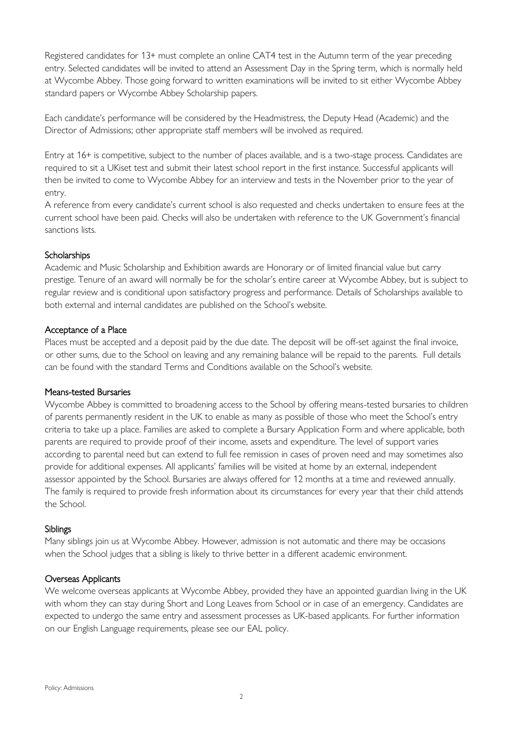Registered candidates for 13+ must complete an online CAT4 test in the Autumn term of the year preceding entry. Selected candidates will be invited to attend an Assessment Day in the Spring term, which is normally held at Wycombe Abbey. Those going forward to written examinations will be invited to sit either Wycombe Abbey standard papers or Wycombe Abbey Scholarship papers.

Each candidate's performance will be considered by the Headmistress, the Deputy Head (Academic) and the Director of Admissions; other appropriate staff members will be involved as required.

Entry at 16+ is competitive, subject to the number of places available, and is a two-stage process. Candidates are required to sit a UKiset test and submit their latest school report in the first instance. Successful applicants will then be invited to come to Wycombe Abbey for an interview and tests in the November prior to the year of entry.

A reference from every candidate's current school is also requested and checks undertaken to ensure fees at the current school have been paid. Checks will also be undertaken with reference to the UK Government's financial sanctions lists.

## Scholarships

Academic and Music Scholarship and Exhibition awards are Honorary or of limited financial value but carry prestige. Tenure of an award will normally be for the scholar's entire career at Wycombe Abbey, but is subject to regular review and is conditional upon satisfactory progress and performance. Details of Scholarships available to both external and internal candidates are published on the School's website.

## Acceptance of a Place

Places must be accepted and a deposit paid by the due date. The deposit will be off-set against the final invoice, or other sums, due to the School on leaving and any remaining balance will be repaid to the parents. Full details can be found with the standard Terms and Conditions available on the School's website.

## Means-tested Bursaries

Wycombe Abbey is committed to broadening access to the School by offering means-tested bursaries to children of parents permanently resident in the UK to enable as many as possible of those who meet the School's entry criteria to take up a place. Families are asked to complete a Bursary Application Form and where applicable, both parents are required to provide proof of their income, assets and expenditure. The level of support varies according to parental need but can extend to full fee remission in cases of proven need and may sometimes also provide for additional expenses. All applicants' families will be visited at home by an external, independent assessor appointed by the School. Bursaries are always offered for 12 months at a time and reviewed annually. The family is required to provide fresh information about its circumstances for every year that their child attends the School.

## Siblings

Many siblings join us at Wycombe Abbey. However, admission is not automatic and there may be occasions when the School judges that a sibling is likely to thrive better in a different academic environment.

## Overseas Applicants

We welcome overseas applicants at Wycombe Abbey, provided they have an appointed guardian living in the UK with whom they can stay during Short and Long Leaves from School or in case of an emergency. Candidates are expected to undergo the same entry and assessment processes as UK-based applicants. For further information on our English Language requirements, please see our EAL policy.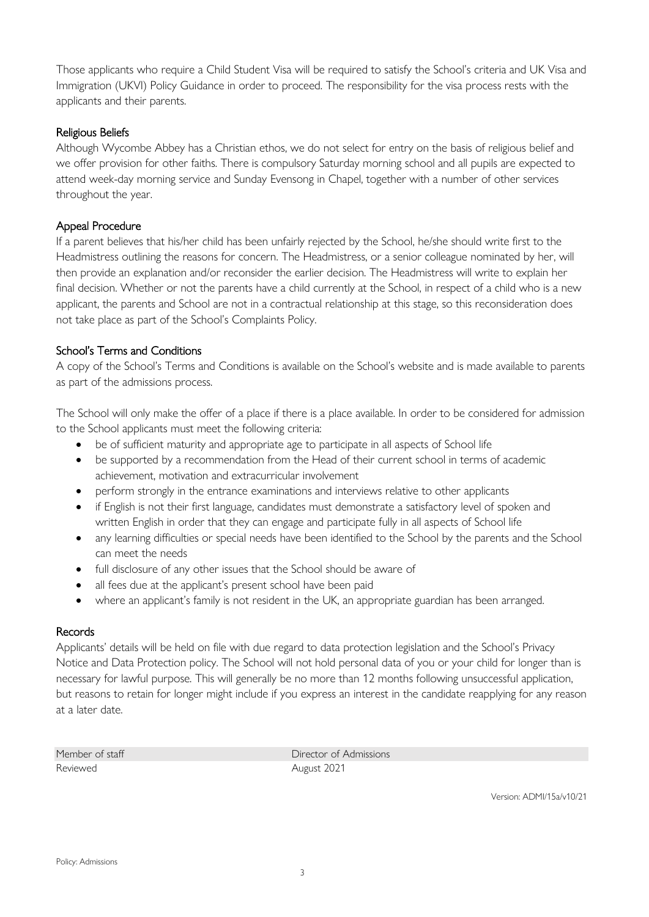Those applicants who require a Child Student Visa will be required to satisfy the School's criteria and UK Visa and Immigration (UKVI) Policy Guidance in order to proceed. The responsibility for the visa process rests with the applicants and their parents.

## Religious Beliefs

Although Wycombe Abbey has a Christian ethos, we do not select for entry on the basis of religious belief and we offer provision for other faiths. There is compulsory Saturday morning school and all pupils are expected to attend week-day morning service and Sunday Evensong in Chapel, together with a number of other services throughout the year.

## Appeal Procedure

If a parent believes that his/her child has been unfairly rejected by the School, he/she should write first to the Headmistress outlining the reasons for concern. The Headmistress, or a senior colleague nominated by her, will then provide an explanation and/or reconsider the earlier decision. The Headmistress will write to explain her final decision. Whether or not the parents have a child currently at the School, in respect of a child who is a new applicant, the parents and School are not in a contractual relationship at this stage, so this reconsideration does not take place as part of the School's Complaints Policy.

## School's Terms and Conditions

A copy of the School's Terms and Conditions is available on the School's website and is made available to parents as part of the admissions process.

The School will only make the offer of a place if there is a place available. In order to be considered for admission to the School applicants must meet the following criteria:

- be of sufficient maturity and appropriate age to participate in all aspects of School life
- be supported by a recommendation from the Head of their current school in terms of academic achievement, motivation and extracurricular involvement
- perform strongly in the entrance examinations and interviews relative to other applicants
- if English is not their first language, candidates must demonstrate a satisfactory level of spoken and written English in order that they can engage and participate fully in all aspects of School life
- any learning difficulties or special needs have been identified to the School by the parents and the School can meet the needs
- full disclosure of any other issues that the School should be aware of
- all fees due at the applicant's present school have been paid
- where an applicant's family is not resident in the UK, an appropriate guardian has been arranged.

## Records

Applicants' details will be held on file with due regard to data protection legislation and the School's Privacy Notice and Data Protection policy. The School will not hold personal data of you or your child for longer than is necessary for lawful purpose. This will generally be no more than 12 months following unsuccessful application, but reasons to retain for longer might include if you express an interest in the candidate reapplying for any reason at a later date.

| | |
|---|---|
| Member of staff | Director of Admissions |
| Reviewed | August 2021 |

Version: ADMI/15a/v10/21